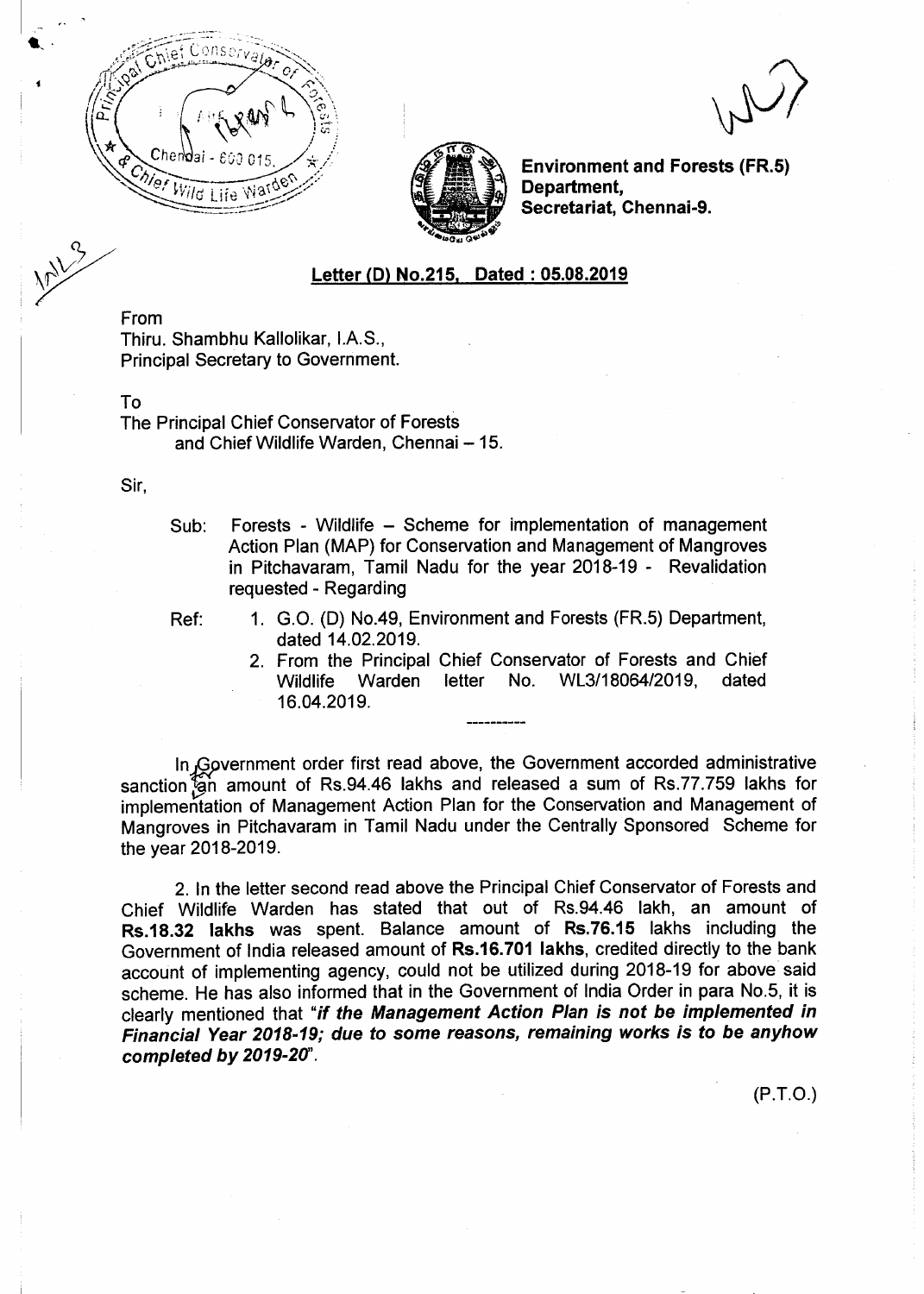**Environment and Forests (FR.5) Department,**
**Secretariat, Chennai-9.**

**Letter (D) No.215, Dated : 05.08.2019**

From
Thiru. Shambhu Kallolikar, I.A.S.,
Principal Secretary to Government.

To
The Principal Chief Conservator of Forests
and Chief Wildlife Warden, Chennai – 15.

Sir,

Sub: Forests - Wildlife – Scheme for implementation of management Action Plan (MAP) for Conservation and Management of Mangroves in Pitchavaram, Tamil Nadu for the year 2018-19 - Revalidation requested - Regarding

Ref:
1. G.O. (D) No.49, Environment and Forests (FR.5) Department, dated 14.02.2019.
2. From the Principal Chief Conservator of Forests and Chief Wildlife Warden letter No. WL3/18064/2019, dated 16.04.2019.

---

In Government order first read above, the Government accorded administrative sanction an amount of Rs.94.46 lakhs and released a sum of Rs.77.759 lakhs for implementation of Management Action Plan for the Conservation and Management of Mangroves in Pitchavaram in Tamil Nadu under the Centrally Sponsored Scheme for the year 2018-2019.

2. In the letter second read above the Principal Chief Conservator of Forests and Chief Wildlife Warden has stated that out of Rs.94.46 lakh, an amount of **Rs.18.32 lakhs** was spent. Balance amount of **Rs.76.15** lakhs including the Government of India released amount of **Rs.16.701 lakhs**, credited directly to the bank account of implementing agency, could not be utilized during 2018-19 for above said scheme. He has also informed that in the Government of India Order in para No.5, it is clearly mentioned that ***"if the Management Action Plan is not be implemented in Financial Year 2018-19; due to some reasons, remaining works is to be anyhow completed by 2019-20"***.

(P.T.O.)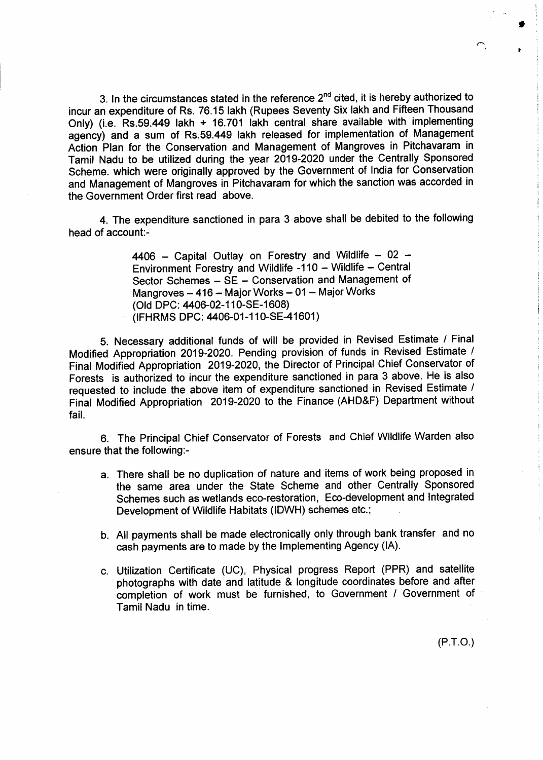3. In the circumstances stated in the reference 2[nd] cited, it is hereby authorized to incur an expenditure of Rs. 76.15 lakh (Rupees Seventy Six lakh and Fifteen Thousand Only) (i.e. Rs.59.449 lakh + 16.701 lakh central share available with implementing agency) and a sum of Rs.59.449 lakh released for implementation of Management Action Plan for the Conservation and Management of Mangroves in Pitchavaram in Tamil Nadu to be utilized during the year 2019-2020 under the Centrally Sponsored Scheme. which were originally approved by the Government of India for Conservation and Management of Mangroves in Pitchavaram for which the sanction was accorded in the Government Order first read above.

4. The expenditure sanctioned in para 3 above shall be debited to the following head of account:-

> 4406 – Capital Outlay on Forestry and Wildlife – 02 – Environment Forestry and Wildlife -110 – Wildlife – Central Sector Schemes – SE – Conservation and Management of Mangroves – 416 – Major Works – 01 – Major Works
> (Old DPC: 4406-02-110-SE-1608)
> (IFHRMS DPC: 4406-01-110-SE-41601)

5. Necessary additional funds of will be provided in Revised Estimate / Final Modified Appropriation 2019-2020. Pending provision of funds in Revised Estimate / Final Modified Appropriation 2019-2020, the Director of Principal Chief Conservator of Forests is authorized to incur the expenditure sanctioned in para 3 above. He is also requested to include the above item of expenditure sanctioned in Revised Estimate / Final Modified Appropriation 2019-2020 to the Finance (AHD&F) Department without fail.

6. The Principal Chief Conservator of Forests and Chief Wildlife Warden also ensure that the following:-

a. There shall be no duplication of nature and items of work being proposed in the same area under the State Scheme and other Centrally Sponsored Schemes such as wetlands eco-restoration, Eco-development and Integrated Development of Wildlife Habitats (IDWH) schemes etc.;

b. All payments shall be made electronically only through bank transfer and no cash payments are to made by the Implementing Agency (IA).

c. Utilization Certificate (UC), Physical progress Report (PPR) and satellite photographs with date and latitude & longitude coordinates before and after completion of work must be furnished, to Government / Government of Tamil Nadu in time.

(P.T.O.)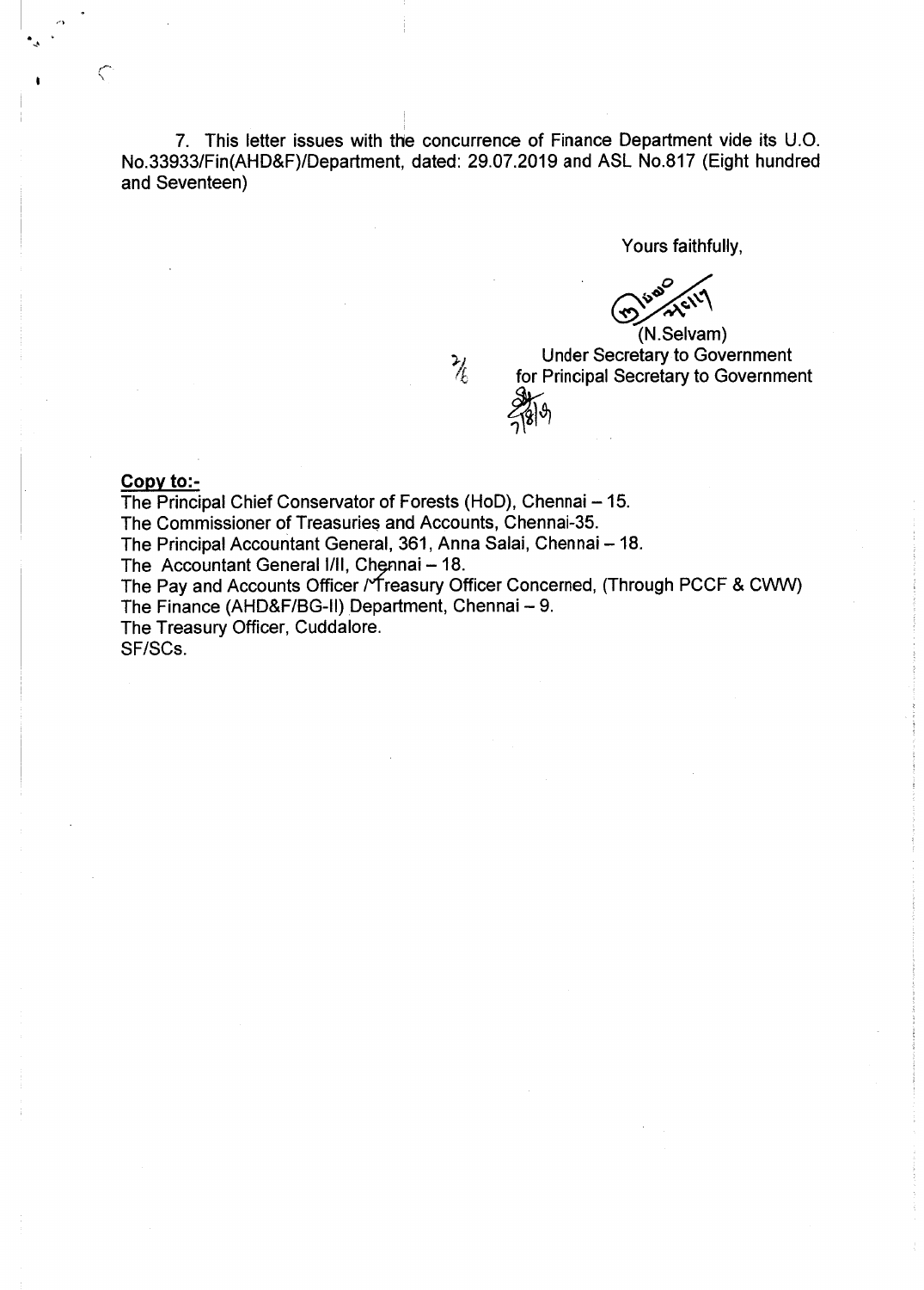7. This letter issues with the concurrence of Finance Department vide its U.O. No.33933/Fin(AHD&F)/Department, dated: 29.07.2019 and ASL No.817 (Eight hundred and Seventeen)

Yours faithfully,

(N.Selvam)
Under Secretary to Government
for Principal Secretary to Government

**Copy to:-**

The Principal Chief Conservator of Forests (HoD), Chennai – 15.
The Commissioner of Treasuries and Accounts, Chennai-35.
The Principal Accountant General, 361, Anna Salai, Chennai – 18.
The Accountant General I/II, Chennai – 18.
The Pay and Accounts Officer /Treasury Officer Concerned, (Through PCCF & CWW)
The Finance (AHD&F/BG-II) Department, Chennai – 9.
The Treasury Officer, Cuddalore.
SF/SCs.